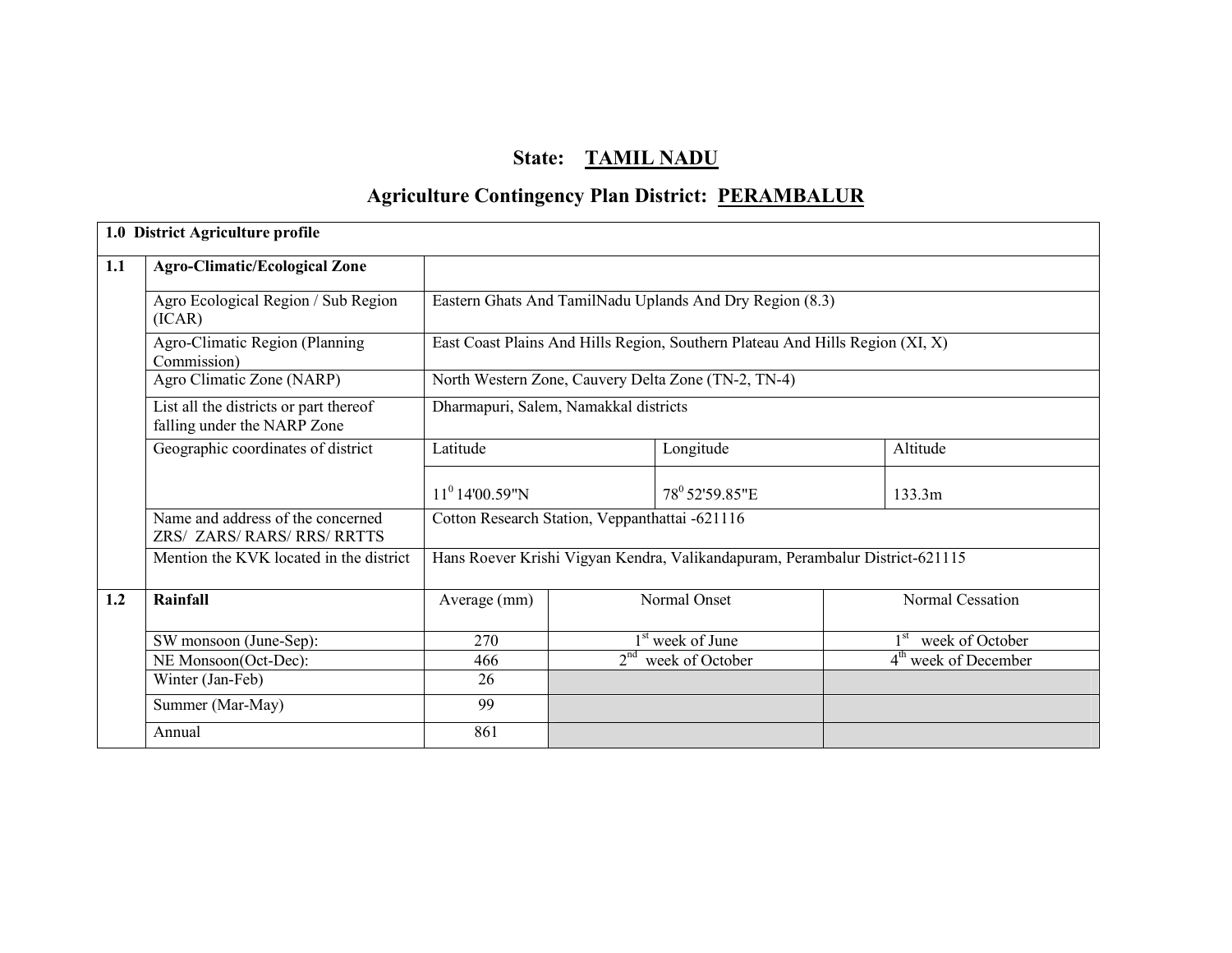# State: TAMIL NADU

## Agriculture Contingency Plan District: PERAMBALUR

| 1.0 District Agriculture profile | | | | |
|---|---|---|---|---|
| **1.1** | **Agro-Climatic/Ecological Zone** | | | |
| | Agro Ecological Region / Sub Region (ICAR) | Eastern Ghats And TamilNadu Uplands And Dry Region (8.3) | | |
| | Agro-Climatic Region (Planning Commission) | East Coast Plains And Hills Region, Southern Plateau And Hills Region (XI, X) | | |
| | Agro Climatic Zone (NARP) | North Western Zone, Cauvery Delta Zone (TN-2, TN-4) | | |
| | List all the districts or part thereof falling under the NARP Zone | Dharmapuri, Salem, Namakkal districts | | |
| | Geographic coordinates of district | Latitude | Longitude | Altitude |
| | | $11^0$ 14'00.59"N | $78^0$ 52'59.85"E | 133.3m |
| | Name and address of the concerned ZRS/ ZARS/ RARS/ RRS/ RRTTS | Cotton Research Station, Veppanthattai -621116 | | |
| | Mention the KVK located in the district | Hans Roever Krishi Vigyan Kendra, Valikandapuram, Perambalur District-621115 | | |

| | Rainfall | Average (mm) | Normal Onset | Normal Cessation |
|---|---|---|---|---|
| **1.2** | **Rainfall** | Average (mm) | Normal Onset | Normal Cessation |
| | SW monsoon (June-Sep): | 270 | 1st week of June | 1st week of October |
| | NE Monsoon(Oct-Dec): | 466 | 2nd week of October | 4th week of December |
| | Winter (Jan-Feb) | 26 | | |
| | Summer (Mar-May) | 99 | | |
| | Annual | 861 | | |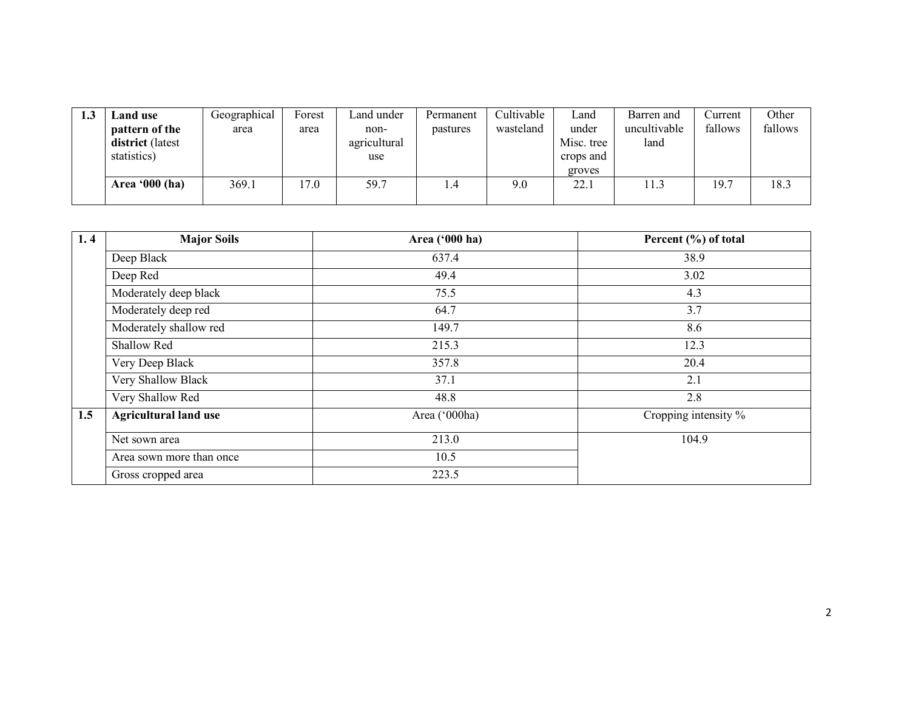| 1.3 | **Land use pattern of the district** (latest statistics) | Geographical area | Forest area | Land under non-agricultural use | Permanent pastures | Cultivable wasteland | Land under Misc. tree crops and groves | Barren and uncultivable land | Current fallows | Other fallows |
|---|---|---|---|---|---|---|---|---|---|---|
| | **Area '000 (ha)** | 369.1 | 17.0 | 59.7 | 1.4 | 9.0 | 22.1 | 11.3 | 19.7 | 18.3 |

| 1. 4 | **Major Soils** | **Area ('000 ha)** | **Percent (%) of total** |
|---|---|---|---|
| | Deep Black | 637.4 | 38.9 |
| | Deep Red | 49.4 | 3.02 |
| | Moderately deep black | 75.5 | 4.3 |
| | Moderately deep red | 64.7 | 3.7 |
| | Moderately shallow red | 149.7 | 8.6 |
| | Shallow Red | 215.3 | 12.3 |
| | Very Deep Black | 357.8 | 20.4 |
| | Very Shallow Black | 37.1 | 2.1 |
| | Very Shallow Red | 48.8 | 2.8 |
| **1.5** | **Agricultural land use** | Area ('000ha) | Cropping intensity % |
| | Net sown area | 213.0 | 104.9 |
| | Area sown more than once | 10.5 | |
| | Gross cropped area | 223.5 | |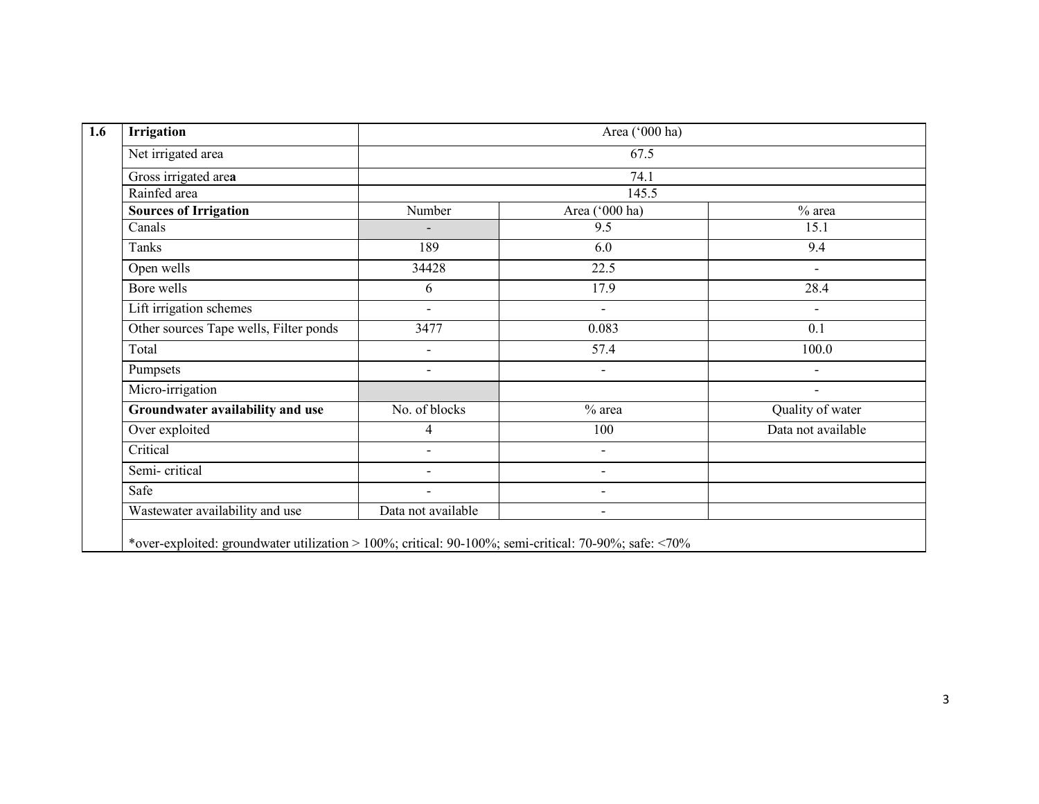| 1.6 | Irrigation | Area ('000 ha) | | |
|---|---|---|---|---|
| | Net irrigated area | 67.5 | | |
| | Gross irrigated area | 74.1 | | |
| | Rainfed area | 145.5 | | |
| | **Sources of Irrigation** | Number | Area ('000 ha) | % area |
| | Canals | - | 9.5 | 15.1 |
| | Tanks | 189 | 6.0 | 9.4 |
| | Open wells | 34428 | 22.5 | - |
| | Bore wells | 6 | 17.9 | 28.4 |
| | Lift irrigation schemes | - | - | - |
| | Other sources Tape wells, Filter ponds | 3477 | 0.083 | 0.1 |
| | Total | - | 57.4 | 100.0 |
| | Pumpsets | - | - | - |
| | Micro-irrigation | | | - |
| | **Groundwater availability and use** | No. of blocks | % area | Quality of water |
| | Over exploited | 4 | 100 | Data not available |
| | Critical | - | - | |
| | Semi- critical | - | - | |
| | Safe | - | - | |
| | Wastewater availability and use | Data not available | - | |
| | *over-exploited: groundwater utilization > 100%; critical: 90-100%; semi-critical: 70-90%; safe: <70% | | | |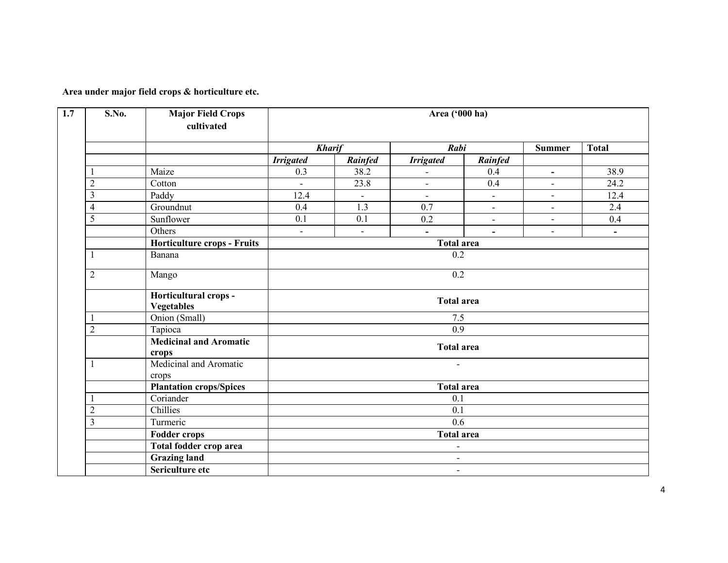**Area under major field crops & horticulture etc.**

| 1.7 | S.No. | Major Field Crops cultivated | Area ('000 ha) | | | | | |
|---|---|---|---|---|---|---|---|---|
| | | | ***Kharif*** | | ***Rabi*** | | **Summer** | **Total** |
| | | | ***Irrigated*** | ***Rainfed*** | ***Irrigated*** | ***Rainfed*** | | |
| | 1 | Maize | 0.3 | 38.2 | - | 0.4 | - | 38.9 |
| | 2 | Cotton | - | 23.8 | - | 0.4 | - | 24.2 |
| | 3 | Paddy | 12.4 | - | - | - | - | 12.4 |
| | 4 | Groundnut | 0.4 | 1.3 | 0.7 | - | - | 2.4 |
| | 5 | Sunflower | 0.1 | 0.1 | 0.2 | - | - | 0.4 |
| | | Others | - | - | - | - | - | - |
| | | **Horticulture crops - Fruits** | **Total area** | | | | | |
| | 1 | Banana | 0.2 | | | | | |
| | 2 | Mango | 0.2 | | | | | |
| | | **Horticultural crops - Vegetables** | **Total area** | | | | | |
| | 1 | Onion (Small) | 7.5 | | | | | |
| | 2 | Tapioca | 0.9 | | | | | |
| | | **Medicinal and Aromatic crops** | **Total area** | | | | | |
| | 1 | Medicinal and Aromatic crops | - | | | | | |
| | | **Plantation crops/Spices** | **Total area** | | | | | |
| | 1 | Coriander | 0.1 | | | | | |
| | 2 | Chillies | 0.1 | | | | | |
| | 3 | Turmeric | 0.6 | | | | | |
| | | **Fodder crops** | **Total area** | | | | | |
| | | **Total fodder crop area** | - | | | | | |
| | | **Grazing land** | - | | | | | |
| | | **Sericulture etc** | - | | | | | |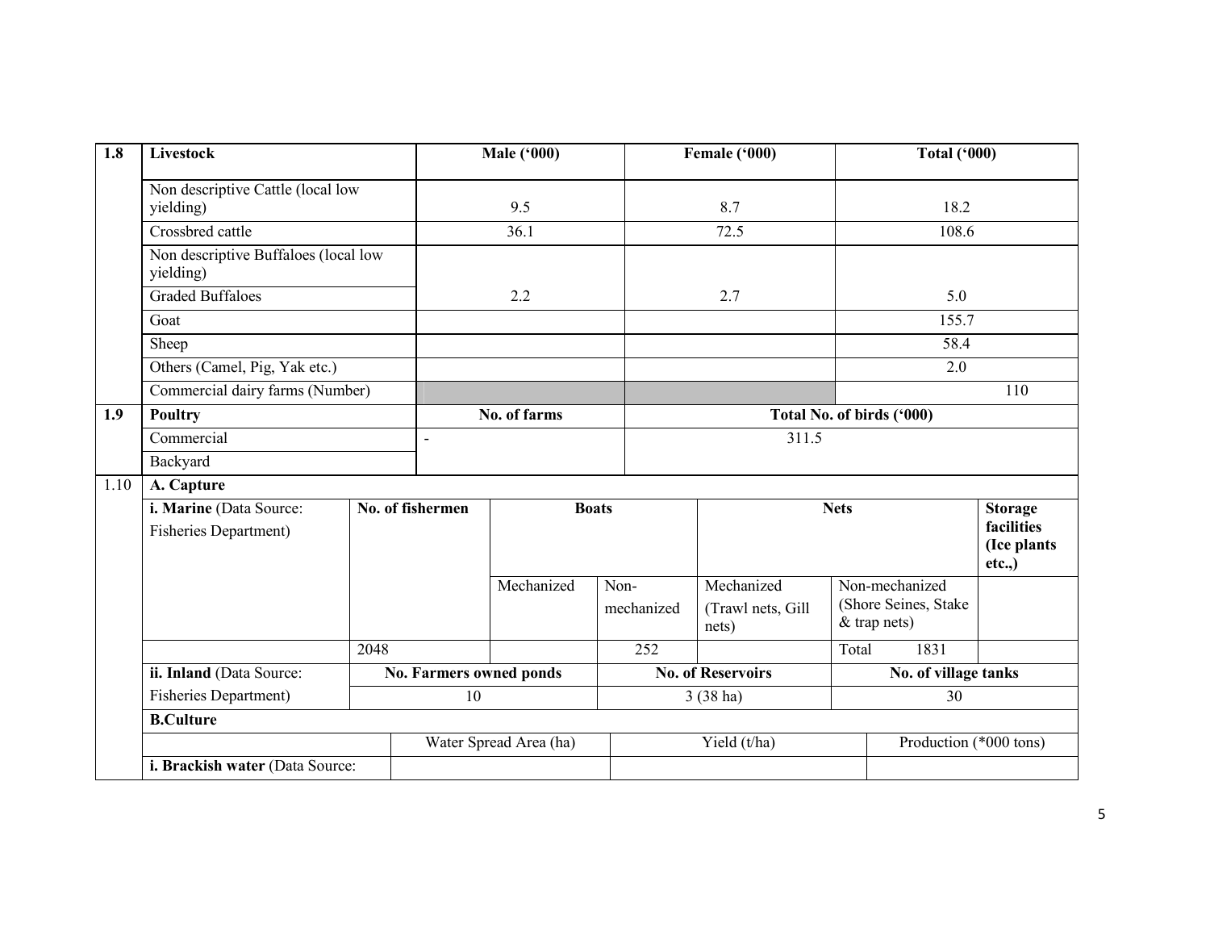| 1.8 | Livestock | Male ('000) | Female ('000) | Total ('000) |
|---|---|---|---|---|
| | Non descriptive Cattle (local low yielding) | 9.5 | 8.7 | 18.2 |
| | Crossbred cattle | 36.1 | 72.5 | 108.6 |
| | Non descriptive Buffaloes (local low yielding) | | | |
| | Graded Buffaloes | 2.2 | 2.7 | 5.0 |
| | Goat | | | 155.7 |
| | Sheep | | | 58.4 |
| | Others (Camel, Pig, Yak etc.) | | | 2.0 |
| | Commercial dairy farms (Number) | | | 110 |

| 1.9 | Poultry | No. of farms | Total No. of birds ('000) |
|---|---|---|---|
| | Commercial | - | 311.5 |
| | Backyard | | |

**1.10 A. Capture**

| i. Marine (Data Source: Fisheries Department) | No. of fishermen | Boats | | Nets | | Storage facilities (Ice plants etc.,) |
|---|---|---|---|---|---|---|
| | | Mechanized | Non-mechanized | Mechanized (Trawl nets, Gill nets) | Non-mechanized (Shore Seines, Stake & trap nets) | |
| | 2048 | | 252 | | Total 1831 | |

| ii. Inland (Data Source: Fisheries Department) | No. Farmers owned ponds | No. of Reservoirs | No. of village tanks |
|---|---|---|---|
| | 10 | 3 (38 ha) | 30 |

**B.Culture**

| | Water Spread Area (ha) | Yield (t/ha) | Production (*000 tons) |
|---|---|---|---|
| i. Brackish water (Data Source: | | | |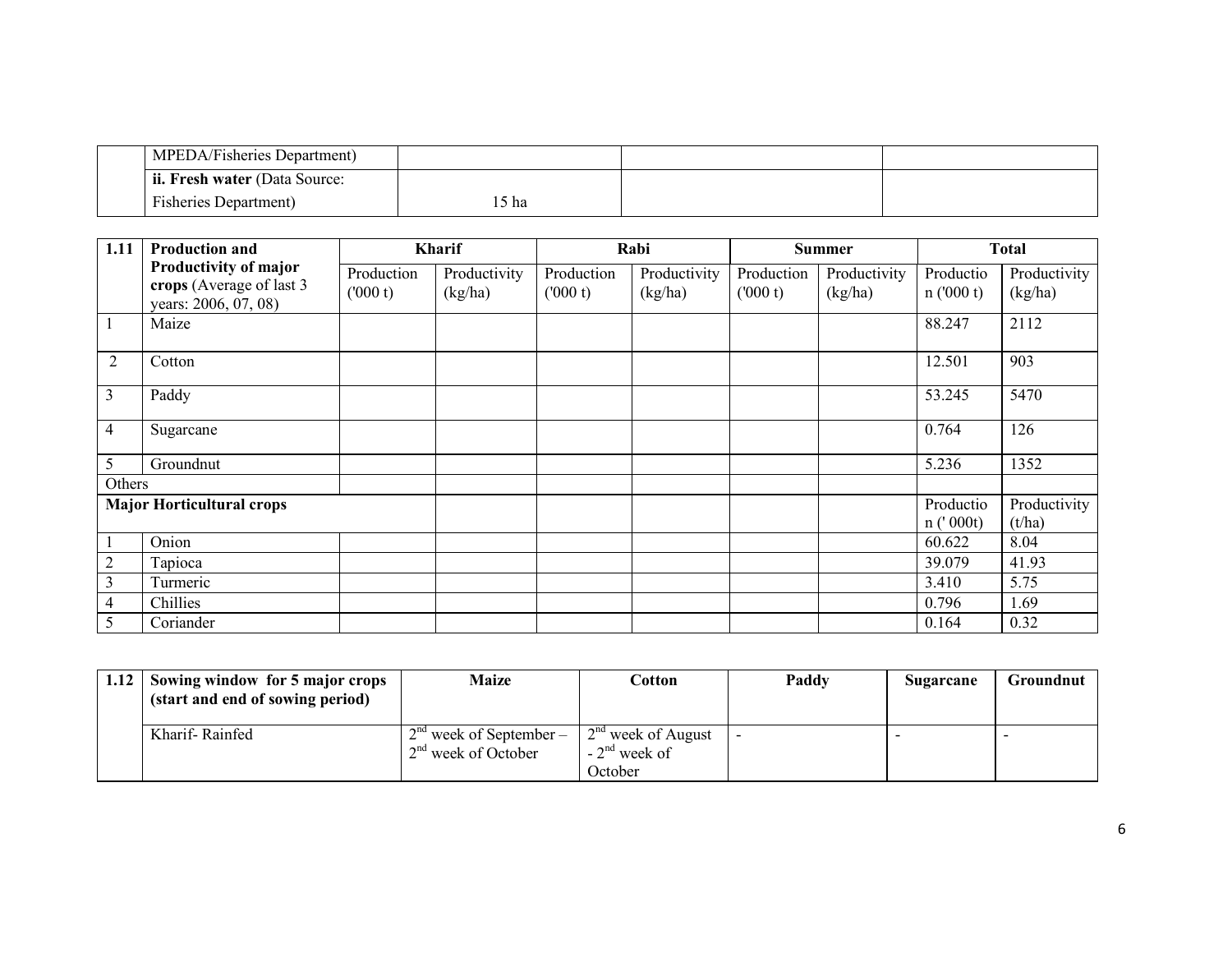| | MPEDA/Fisheries Department) | | | |
|---|---|---|---|---|
| | **ii. Fresh water** (Data Source: Fisheries Department) | 15 ha | | |

| 1.11 | **Production and Productivity of major crops** (Average of last 3 years: 2006, 07, 08) | **Kharif** | | **Rabi** | | **Summer** | | **Total** | |
|---|---|---|---|---|---|---|---|---|---|
| | | Production ('000 t) | Productivity (kg/ha) | Production ('000 t) | Productivity (kg/ha) | Production ('000 t) | Productivity (kg/ha) | Production ('000 t) | Productivity (kg/ha) |
| 1 | Maize | | | | | | | 88.247 | 2112 |
| 2 | Cotton | | | | | | | 12.501 | 903 |
| 3 | Paddy | | | | | | | 53.245 | 5470 |
| 4 | Sugarcane | | | | | | | 0.764 | 126 |
| 5 | Groundnut | | | | | | | 5.236 | 1352 |
| Others | | | | | | | | | |
| **Major Horticultural crops** | | | | | | | | Production (' 000t) | Productivity (t/ha) |
| 1 | Onion | | | | | | | 60.622 | 8.04 |
| 2 | Tapioca | | | | | | | 39.079 | 41.93 |
| 3 | Turmeric | | | | | | | 3.410 | 5.75 |
| 4 | Chillies | | | | | | | 0.796 | 1.69 |
| 5 | Coriander | | | | | | | 0.164 | 0.32 |

| 1.12 | **Sowing window for 5 major crops (start and end of sowing period)** | **Maize** | **Cotton** | **Paddy** | **Sugarcane** | **Groundnut** |
|---|---|---|---|---|---|---|
| | Kharif- Rainfed | 2nd week of September – 2nd week of October | 2nd week of August - 2nd week of October | - | - | - |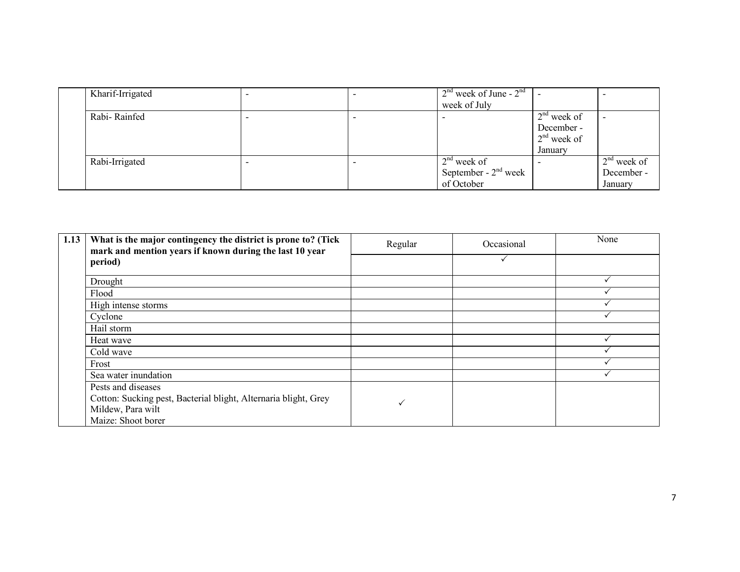| | | | | | | |
|---|---|---|---|---|---|---|
| | Kharif-Irrigated | - | - | 2nd week of June - 2nd week of July | - | - |
| | Rabi- Rainfed | - | - | - | 2nd week of December - 2nd week of January | - |
| | Rabi-Irrigated | - | - | 2nd week of September - 2nd week of October | - | 2nd week of December - January |

| 1.13 | What is the major contingency the district is prone to? (Tick mark and mention years if known during the last 10 year period) | Regular | Occasional | None |
|---|---|---|---|---|
| | | | ✓ | |
| | Drought | | | ✓ |
| | Flood | | | ✓ |
| | High intense storms | | | ✓ |
| | Cyclone | | | ✓ |
| | Hail storm | | | |
| | Heat wave | | | ✓ |
| | Cold wave | | | ✓ |
| | Frost | | | ✓ |
| | Sea water inundation | | | ✓ |
| | Pests and diseases<br>Cotton: Sucking pest, Bacterial blight, Alternaria blight, Grey Mildew, Para wilt<br>Maize: Shoot borer | ✓ | | |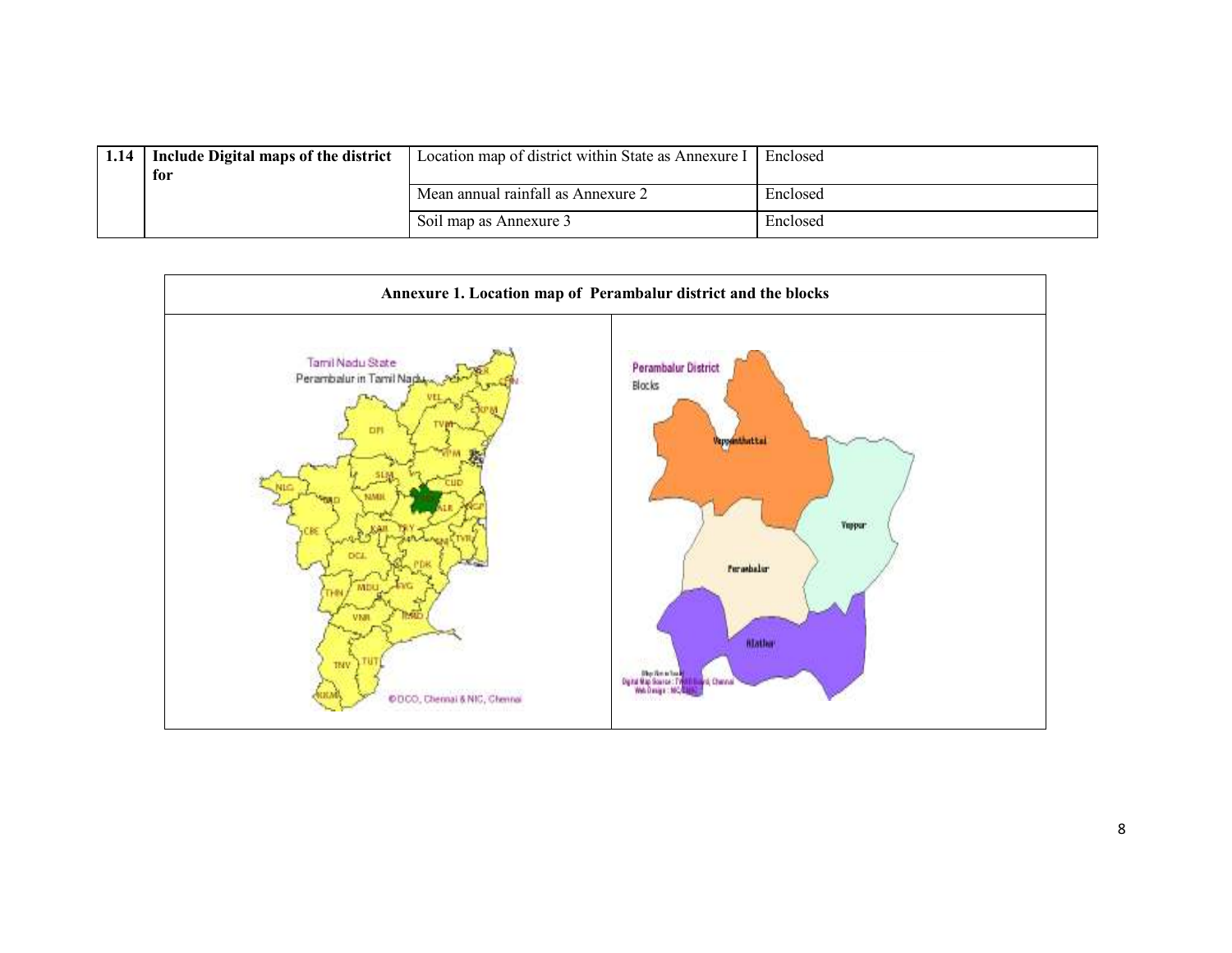| 1.14 | Include Digital maps of the district for | Location map of district within State as Annexure I | Enclosed |
|---|---|---|---|
| | | Mean annual rainfall as Annexure 2 | Enclosed |
| | | Soil map as Annexure 3 | Enclosed |

**Annexure 1. Location map of Perambalur district and the blocks**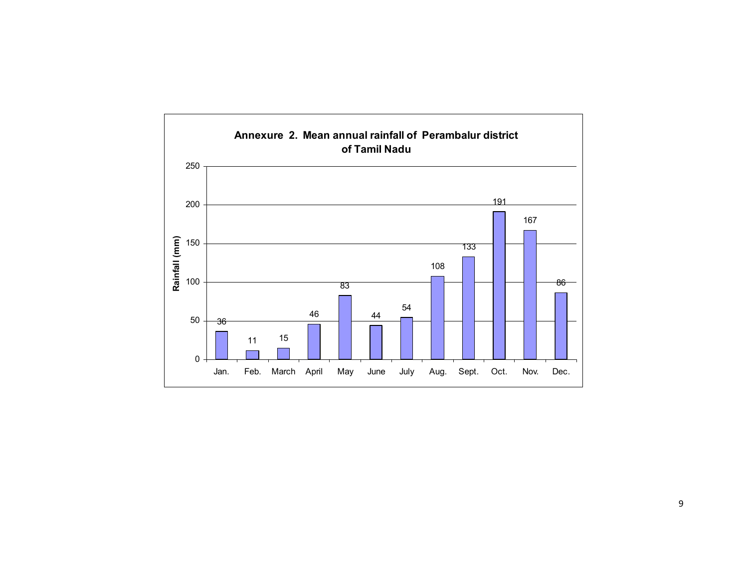**Annexure 2. Mean annual rainfall of Perambalur district of Tamil Nadu**

| Month | Rainfall (mm) |
|---|---|
| Jan. | 36 |
| Feb. | 11 |
| March | 15 |
| April | 46 |
| May | 83 |
| June | 44 |
| July | 54 |
| Aug. | 108 |
| Sept. | 133 |
| Oct. | 191 |
| Nov. | 167 |
| Dec. | 86 |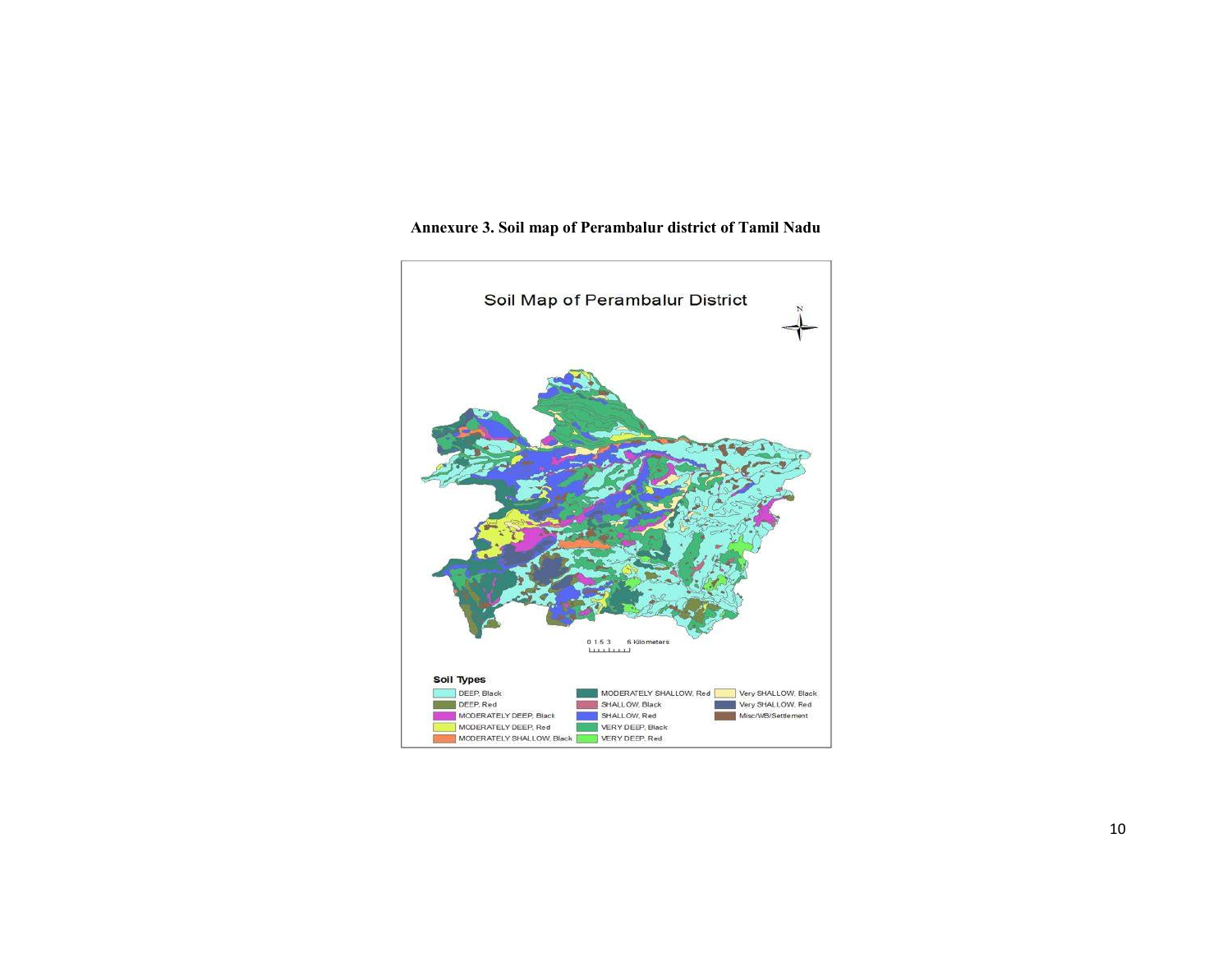**Annexure 3. Soil map of Perambalur district of Tamil Nadu**

Soil Map of Perambalur District

0 1.5 3 6 Kilometers

**Soil Types**

- DEEP, Black
- DEEP, Red
- MODERATELY DEEP, Black
- MODERATELY DEEP, Red
- MODERATELY SHALLOW, Black
- MODERATELY SHALLOW, Red
- SHALLOW, Black
- SHALLOW, Red
- VERY DEEP, Black
- VERY DEEP, Red
- Very SHALLOW, Black
- Very SHALLOW, Red
- Misc/WB/Settlement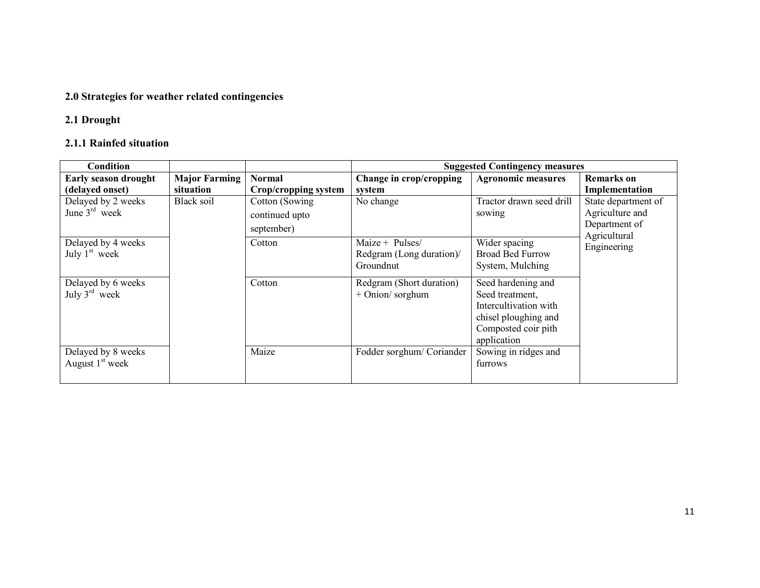## 2.0 Strategies for weather related contingencies

### 2.1 Drought

#### 2.1.1 Rainfed situation

| Condition | | | Suggested Contingency measures | | |
|---|---|---|---|---|---|
| **Early season drought (delayed onset)** | **Major Farming situation** | **Normal Crop/cropping system** | **Change in crop/cropping system** | **Agronomic measures** | **Remarks on Implementation** |
| Delayed by 2 weeks June 3rd week | Black soil | Cotton (Sowing continued upto september) | No change | Tractor drawn seed drill sowing | State department of Agriculture and Department of Agricultural Engineering |
| Delayed by 4 weeks July 1st week | | Cotton | Maize + Pulses/ Redgram (Long duration)/ Groundnut | Wider spacing Broad Bed Furrow System, Mulching | |
| Delayed by 6 weeks July 3rd week | | Cotton | Redgram (Short duration) + Onion/ sorghum | Seed hardening and Seed treatment, Intercultivation with chisel ploughing and Composted coir pith application | |
| Delayed by 8 weeks August 1st week | | Maize | Fodder sorghum/ Coriander | Sowing in ridges and furrows | |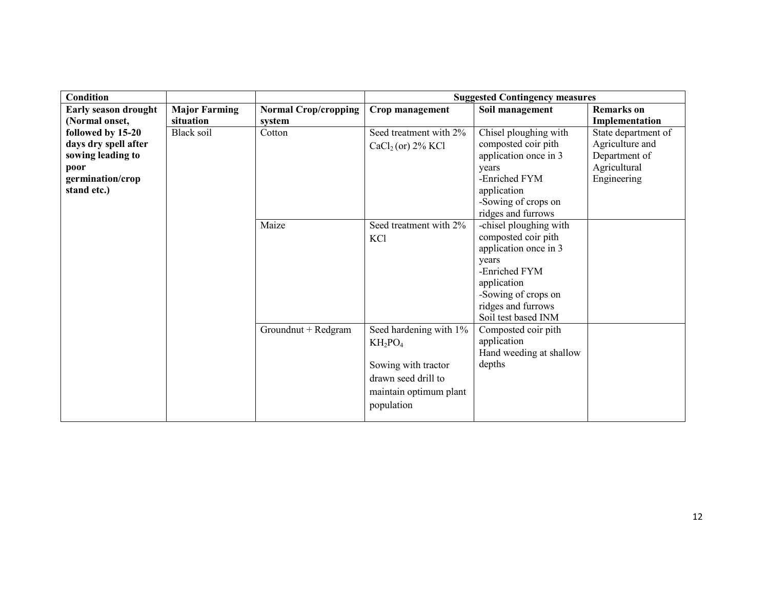| Condition | | | Suggested Contingency measures | | |
|---|---|---|---|---|---|
| **Early season drought (Normal onset, followed by 15-20 days dry spell after sowing leading to poor germination/crop stand etc.)** | **Major Farming situation** | **Normal Crop/cropping system** | **Crop management** | **Soil management** | **Remarks on Implementation** |
| | Black soil | Cotton | Seed treatment with 2% $CaCl_2$ (or) 2% KCl | Chisel ploughing with composted coir pith application once in 3 years<br>-Enriched FYM application<br>-Sowing of crops on ridges and furrows | State department of Agriculture and Department of Agricultural Engineering |
| | | Maize | Seed treatment with 2% KCl | -chisel ploughing with composted coir pith application once in 3 years<br>-Enriched FYM application<br>-Sowing of crops on ridges and furrows<br>Soil test based INM | |
| | | Groundnut + Redgram | Seed hardening with 1% $KH_2PO_4$<br><br>Sowing with tractor drawn seed drill to maintain optimum plant population | Composted coir pith application<br>Hand weeding at shallow depths | |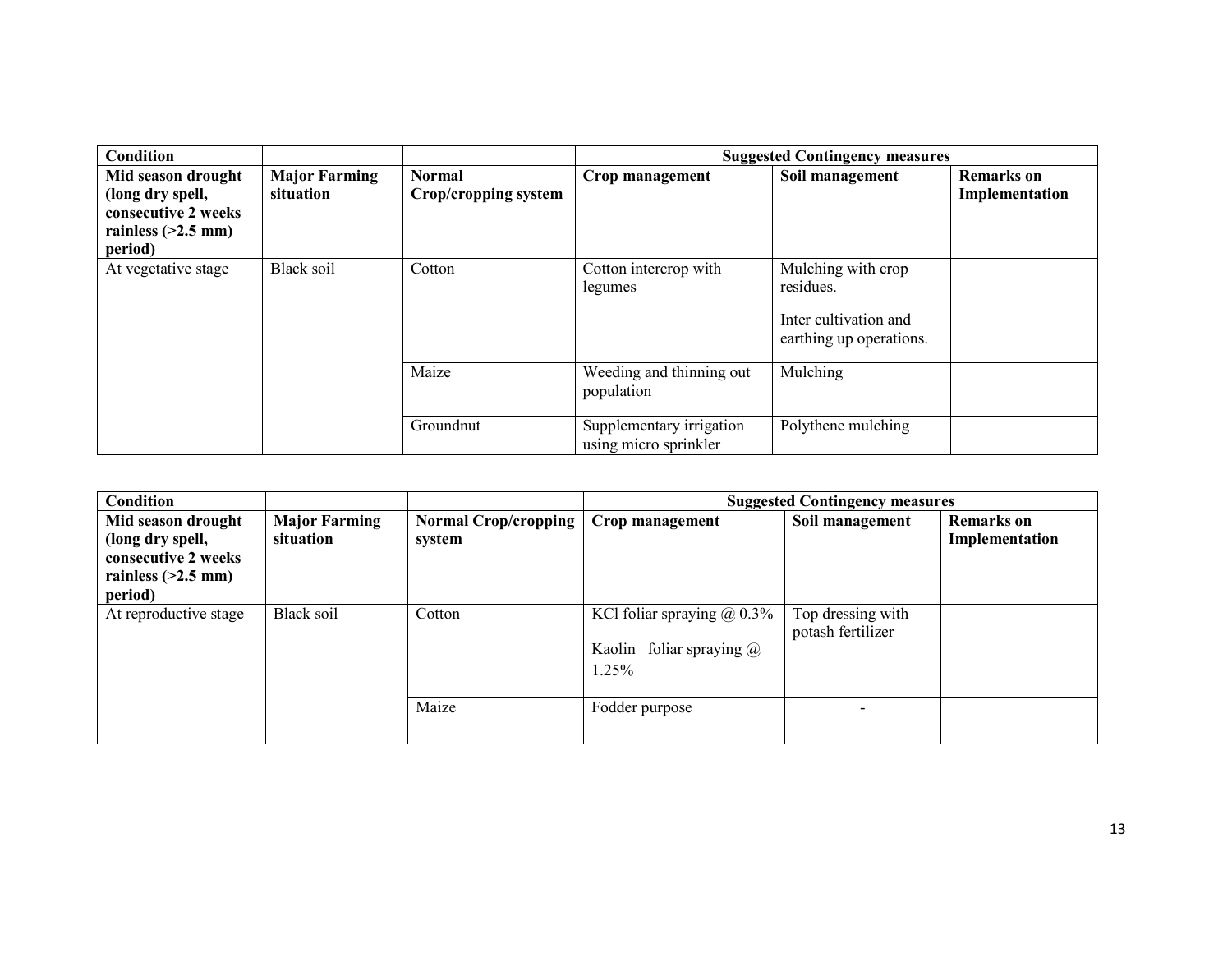| Condition | | | Suggested Contingency measures | | |
|---|---|---|---|---|---|
| **Mid season drought (long dry spell, consecutive 2 weeks rainless (>2.5 mm) period)** | **Major Farming situation** | **Normal Crop/cropping system** | **Crop management** | **Soil management** | **Remarks on Implementation** |
| At vegetative stage | Black soil | Cotton | Cotton intercrop with legumes | Mulching with crop residues. Inter cultivation and earthing up operations. | |
| | | Maize | Weeding and thinning out population | Mulching | |
| | | Groundnut | Supplementary irrigation using micro sprinkler | Polythene mulching | |

| Condition | | | Suggested Contingency measures | | |
|---|---|---|---|---|---|
| **Mid season drought (long dry spell, consecutive 2 weeks rainless (>2.5 mm) period)** | **Major Farming situation** | **Normal Crop/cropping system** | **Crop management** | **Soil management** | **Remarks on Implementation** |
| At reproductive stage | Black soil | Cotton | KCl foliar spraying @ 0.3% Kaolin foliar spraying @ 1.25% | Top dressing with potash fertilizer | |
| | | Maize | Fodder purpose | - | |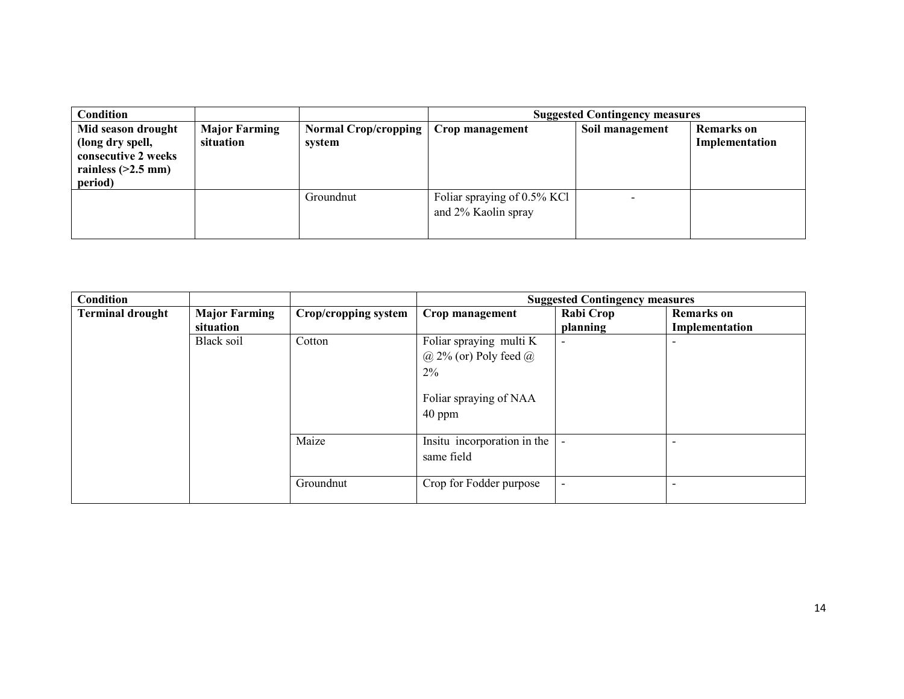| Condition | | | Suggested Contingency measures | | |
|---|---|---|---|---|---|
| **Mid season drought (long dry spell, consecutive 2 weeks rainless (>2.5 mm) period)** | **Major Farming situation** | **Normal Crop/cropping system** | **Crop management** | **Soil management** | **Remarks on Implementation** |
| | | Groundnut | Foliar spraying of 0.5% KCl and 2% Kaolin spray | - | |

| Condition | | | Suggested Contingency measures | | |
|---|---|---|---|---|---|
| **Terminal drought** | **Major Farming situation** | **Crop/cropping system** | **Crop management** | **Rabi Crop planning** | **Remarks on Implementation** |
| | Black soil | Cotton | Foliar spraying multi K @ 2% (or) Poly feed @ 2%<br><br>Foliar spraying of NAA 40 ppm | - | - |
| | | Maize | Insitu incorporation in the same field | - | - |
| | | Groundnut | Crop for Fodder purpose | - | - |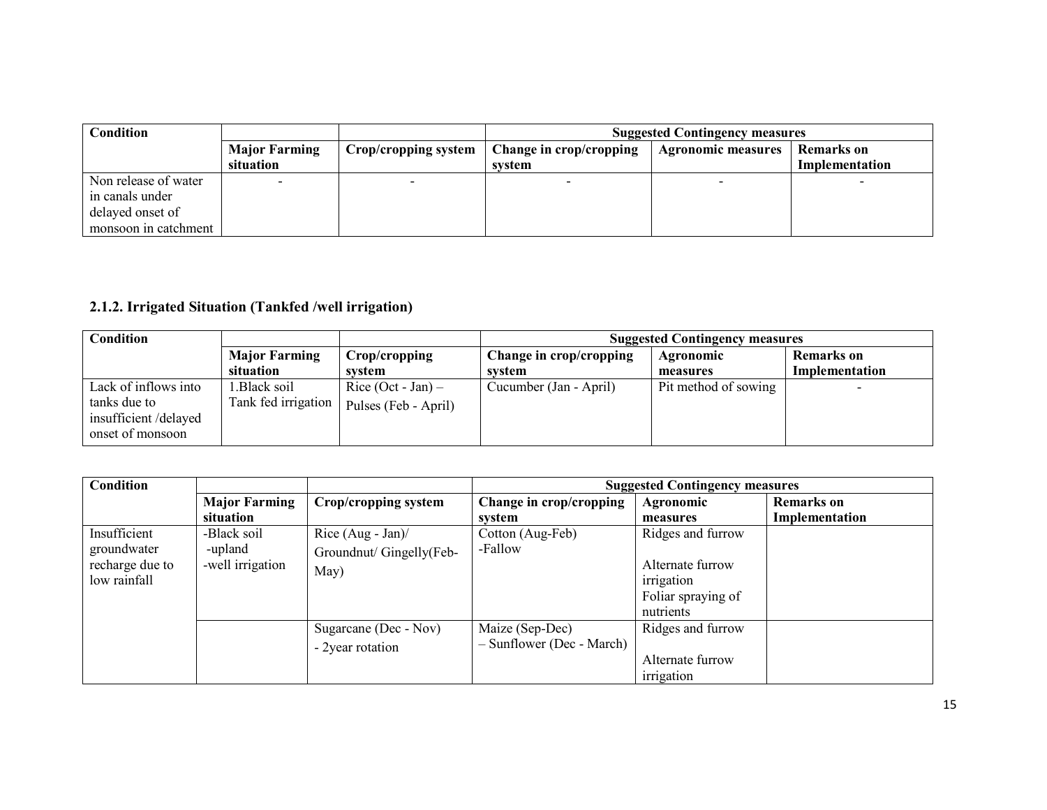| Condition | | | Suggested Contingency measures | | |
|---|---|---|---|---|---|
| | Major Farming situation | Crop/cropping system | Change in crop/cropping system | Agronomic measures | Remarks on Implementation |
| Non release of water in canals under delayed onset of monsoon in catchment | - | - | - | - | - |

### 2.1.2. Irrigated Situation (Tankfed /well irrigation)

| Condition | | | Suggested Contingency measures | | |
|---|---|---|---|---|---|
| | Major Farming situation | Crop/cropping system | Change in crop/cropping system | Agronomic measures | Remarks on Implementation |
| Lack of inflows into tanks due to insufficient /delayed onset of monsoon | 1.Black soil Tank fed irrigation | Rice (Oct - Jan) – Pulses (Feb - April) | Cucumber (Jan - April) | Pit method of sowing | - |

| Condition | | | Suggested Contingency measures | | |
|---|---|---|---|---|---|
| | Major Farming situation | Crop/cropping system | Change in crop/cropping system | Agronomic measures | Remarks on Implementation |
| Insufficient groundwater recharge due to low rainfall | -Black soil -upland -well irrigation | Rice (Aug - Jan)/ Groundnut/ Gingelly(Feb-May) | Cotton (Aug-Feb) -Fallow | Ridges and furrow Alternate furrow irrigation Foliar spraying of nutrients | |
| | | Sugarcane (Dec - Nov) - 2year rotation | Maize (Sep-Dec) – Sunflower (Dec - March) | Ridges and furrow Alternate furrow irrigation | |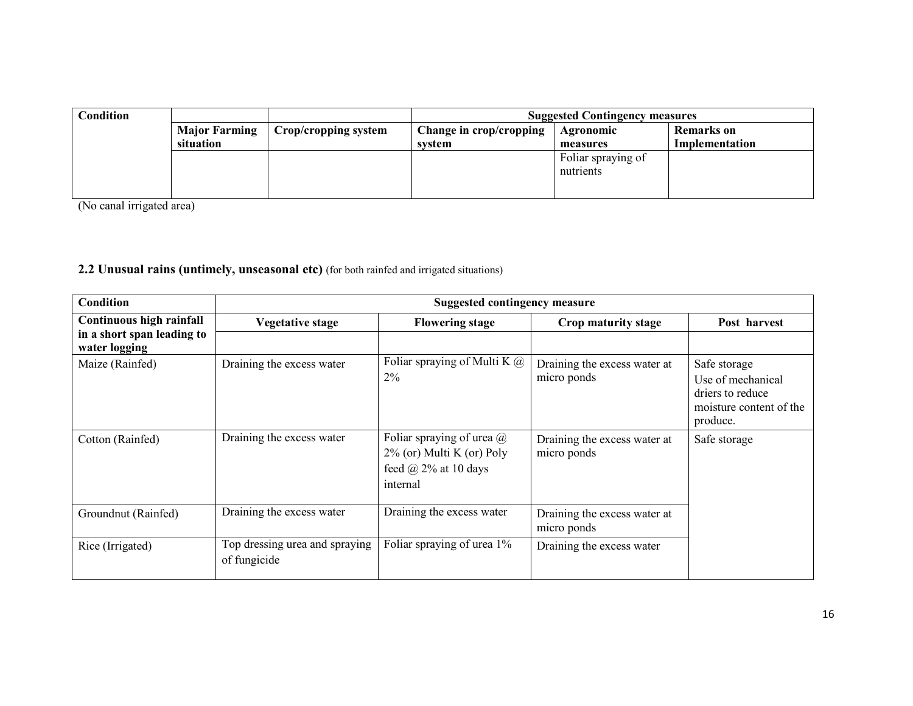| Condition | | | Suggested Contingency measures | | |
|---|---|---|---|---|---|
| | Major Farming situation | Crop/cropping system | Change in crop/cropping system | Agronomic measures | Remarks on Implementation |
| | | | | Foliar spraying of nutrients | |

(No canal irrigated area)

### 2.2 Unusual rains (untimely, unseasonal etc) (for both rainfed and irrigated situations)

| Condition | Suggested contingency measure | | | |
|---|---|---|---|---|
| **Continuous high rainfall in a short span leading to water logging** | **Vegetative stage** | **Flowering stage** | **Crop maturity stage** | **Post harvest** |
| Maize (Rainfed) | Draining the excess water | Foliar spraying of Multi K @ 2% | Draining the excess water at micro ponds | Safe storage<br>Use of mechanical driers to reduce moisture content of the produce. |
| Cotton (Rainfed) | Draining the excess water | Foliar spraying of urea @ 2% (or) Multi K (or) Poly feed @ 2% at 10 days internal | Draining the excess water at micro ponds | Safe storage |
| Groundnut (Rainfed) | Draining the excess water | Draining the excess water | Draining the excess water at micro ponds | |
| Rice (Irrigated) | Top dressing urea and spraying of fungicide | Foliar spraying of urea 1% | Draining the excess water | |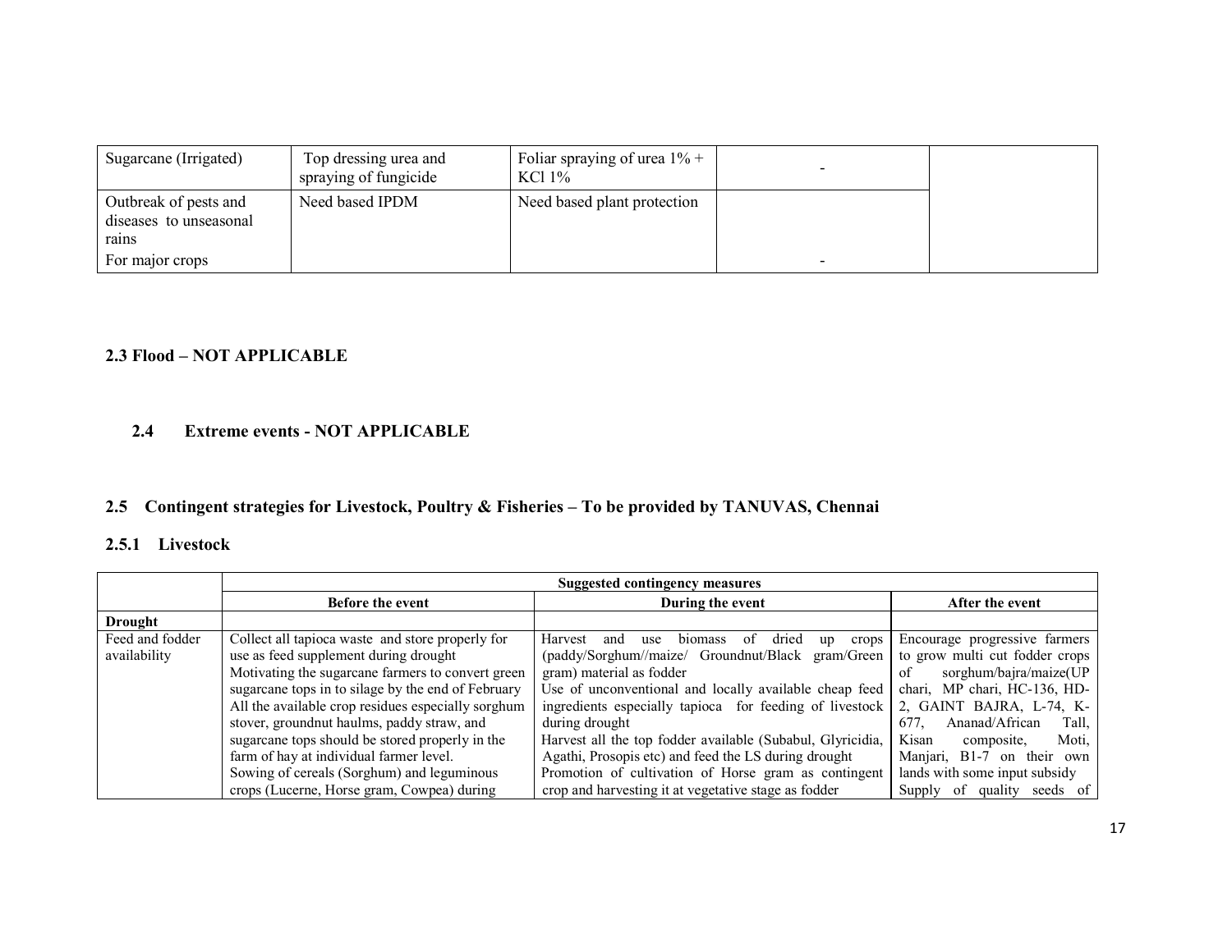| | | | | |
|---|---|---|---|---|
| Sugarcane (Irrigated) | Top dressing urea and spraying of fungicide | Foliar spraying of urea 1% + KCl 1% | - | |
| Outbreak of pests and diseases to unseasonal rains<br>For major crops | Need based IPDM | Need based plant protection | - | |

### 2.3 Flood – NOT APPLICABLE

### 2.4 Extreme events - NOT APPLICABLE

### 2.5 Contingent strategies for Livestock, Poultry & Fisheries – To be provided by TANUVAS, Chennai

#### 2.5.1 Livestock

| | Suggested contingency measures | | |
|---|---|---|---|
| | Before the event | During the event | After the event |
| **Drought** | | | |
| Feed and fodder availability | Collect all tapioca waste and store properly for use as feed supplement during drought<br>Motivating the sugarcane farmers to convert green sugarcane tops in to silage by the end of February<br>All the available crop residues especially sorghum stover, groundnut haulms, paddy straw, and sugarcane tops should be stored properly in the farm of hay at individual farmer level.<br>Sowing of cereals (Sorghum) and leguminous crops (Lucerne, Horse gram, Cowpea) during | Harvest and use biomass of dried up crops (paddy/Sorghum//maize/ Groundnut/Black gram/Green gram) material as fodder<br>Use of unconventional and locally available cheap feed ingredients especially tapioca for feeding of livestock during drought<br>Harvest all the top fodder available (Subabul, Glyricidia, Agathi, Prosopis etc) and feed the LS during drought<br>Promotion of cultivation of Horse gram as contingent crop and harvesting it at vegetative stage as fodder | Encourage progressive farmers to grow multi cut fodder crops of sorghum/bajra/maize(UP chari, MP chari, HC-136, HD-2, GAINT BAJRA, L-74, K-677, Ananad/African Tall, Kisan composite, Moti, Manjari, B1-7 on their own lands with some input subsidy<br>Supply of quality seeds of |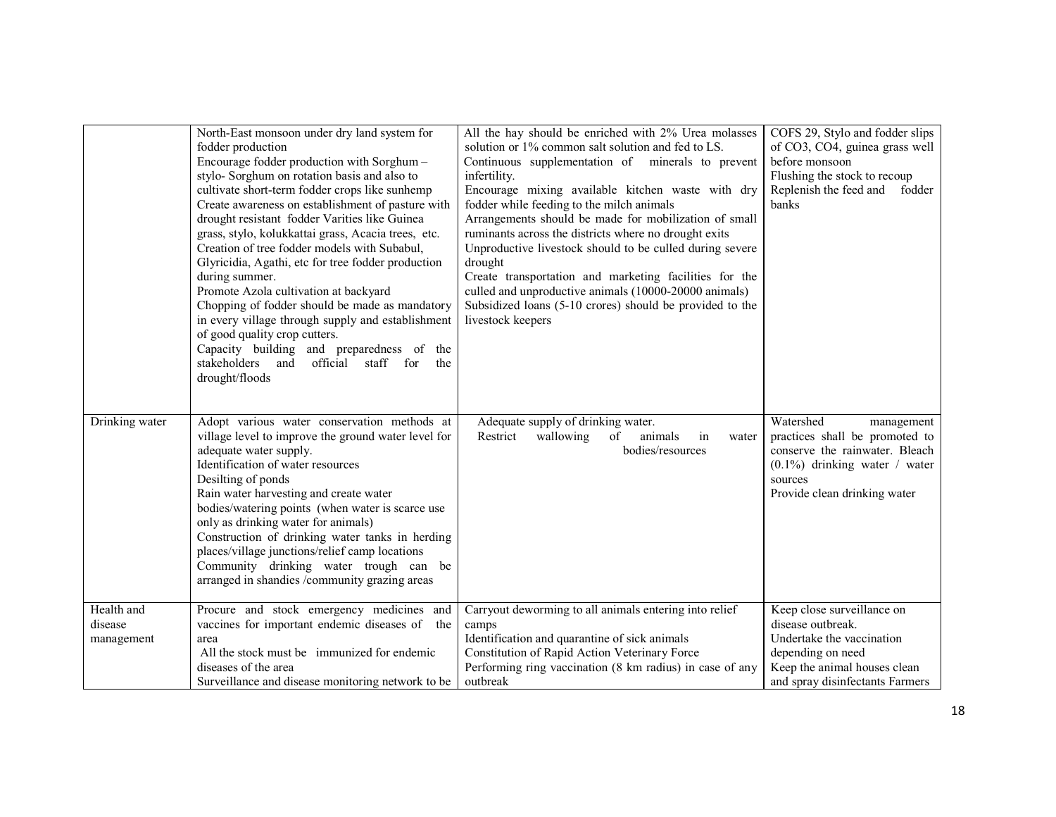| | | | |
|---|---|---|---|
| | North-East monsoon under dry land system for fodder production<br>Encourage fodder production with Sorghum – stylo- Sorghum on rotation basis and also to cultivate short-term fodder crops like sunhemp<br>Create awareness on establishment of pasture with drought resistant fodder Varities like Guinea grass, stylo, kolukkattai grass, Acacia trees, etc.<br>Creation of tree fodder models with Subabul, Glyricidia, Agathi, etc for tree fodder production during summer.<br>Promote Azola cultivation at backyard<br>Chopping of fodder should be made as mandatory in every village through supply and establishment of good quality crop cutters.<br>Capacity building and preparedness of the stakeholders and official staff for the drought/floods | All the hay should be enriched with 2% Urea molasses solution or 1% common salt solution and fed to LS.<br>Continuous supplementation of minerals to prevent infertility.<br>Encourage mixing available kitchen waste with dry fodder while feeding to the milch animals<br>Arrangements should be made for mobilization of small ruminants across the districts where no drought exits<br>Unproductive livestock should to be culled during severe drought<br>Create transportation and marketing facilities for the culled and unproductive animals (10000-20000 animals)<br>Subsidized loans (5-10 crores) should be provided to the livestock keepers | COFS 29, Stylo and fodder slips of CO3, CO4, guinea grass well before monsoon<br>Flushing the stock to recoup<br>Replenish the feed and fodder banks |
| Drinking water | Adopt various water conservation methods at village level to improve the ground water level for adequate water supply.<br>Identification of water resources<br>Desilting of ponds<br>Rain water harvesting and create water bodies/watering points (when water is scarce use only as drinking water for animals)<br>Construction of drinking water tanks in herding places/village junctions/relief camp locations<br>Community drinking water trough can be arranged in shandies /community grazing areas | Adequate supply of drinking water.<br>Restrict wallowing of animals in water bodies/resources | Watershed management practices shall be promoted to conserve the rainwater. Bleach (0.1%) drinking water / water sources<br>Provide clean drinking water |
| Health and disease management | Procure and stock emergency medicines and vaccines for important endemic diseases of the area<br>All the stock must be immunized for endemic diseases of the area<br>Surveillance and disease monitoring network to be | Carryout deworming to all animals entering into relief camps<br>Identification and quarantine of sick animals<br>Constitution of Rapid Action Veterinary Force<br>Performing ring vaccination (8 km radius) in case of any outbreak | Keep close surveillance on disease outbreak.<br>Undertake the vaccination depending on need<br>Keep the animal houses clean and spray disinfectants Farmers |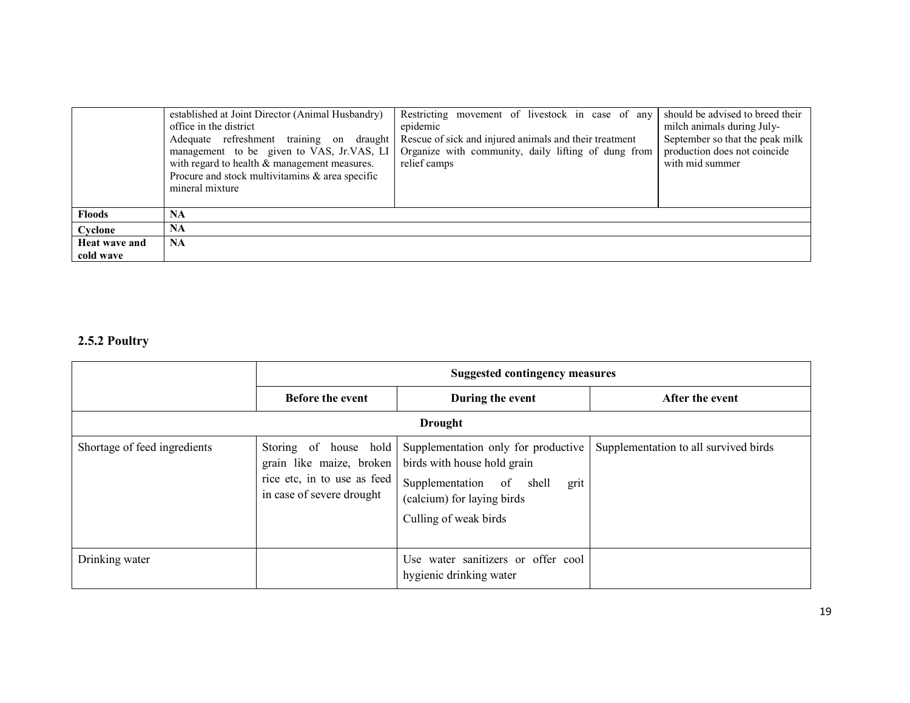| | | | |
|---|---|---|---|
| | established at Joint Director (Animal Husbandry) office in the district<br>Adequate refreshment training on draught management to be given to VAS, Jr.VAS, LI with regard to health & management measures.<br>Procure and stock multivitamins & area specific mineral mixture | Restricting movement of livestock in case of any epidemic<br>Rescue of sick and injured animals and their treatment<br>Organize with community, daily lifting of dung from relief camps | should be advised to breed their milch animals during July-September so that the peak milk production does not coincide with mid summer |
| **Floods** | **NA** | | |
| **Cyclone** | **NA** | | |
| **Heat wave and cold wave** | **NA** | | |

### 2.5.2 Poultry

| | **Suggested contingency measures** | | |
|---|---|---|---|
| | **Before the event** | **During the event** | **After the event** |
| | | **Drought** | |
| Shortage of feed ingredients | Storing of house hold grain like maize, broken rice etc, in to use as feed in case of severe drought | Supplementation only for productive birds with house hold grain<br>Supplementation of shell grit (calcium) for laying birds<br>Culling of weak birds | Supplementation to all survived birds |
| Drinking water | | Use water sanitizers or offer cool hygienic drinking water | |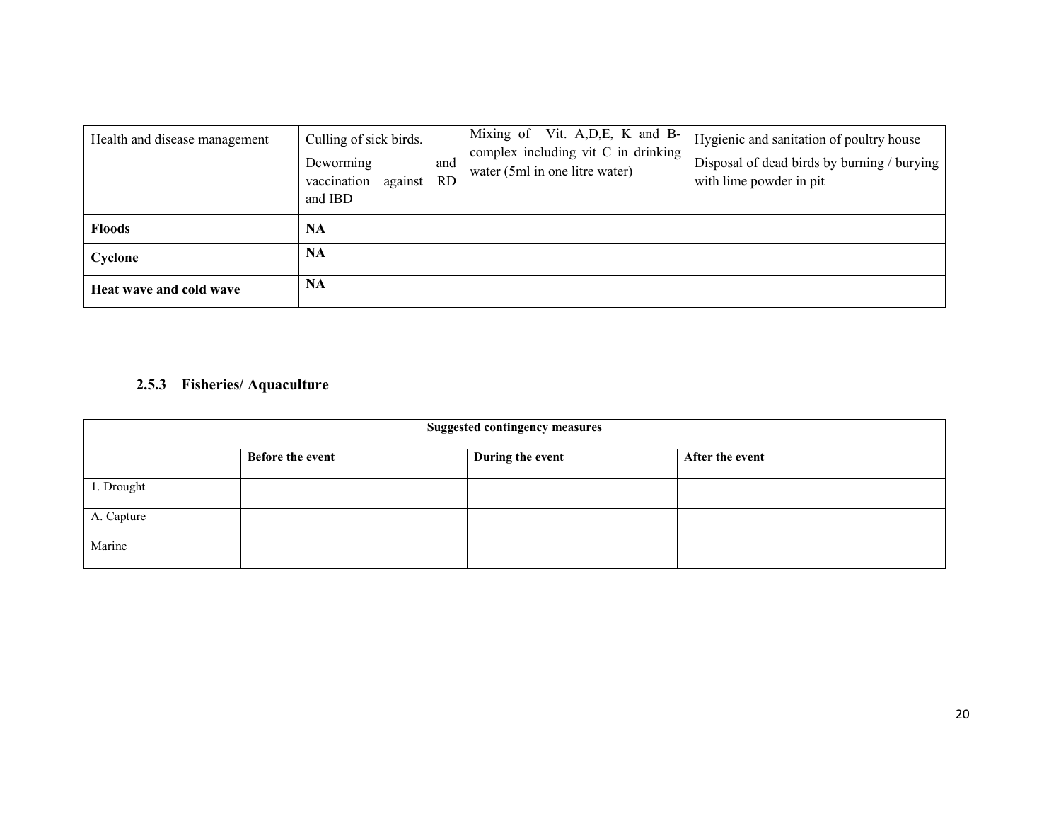| Health and disease management | Culling of sick birds.<br>Deworming and vaccination against RD and IBD | Mixing of Vit. A,D,E, K and B-complex including vit C in drinking water (5ml in one litre water) | Hygienic and sanitation of poultry house<br>Disposal of dead birds by burning / burying with lime powder in pit |
|---|---|---|---|
| **Floods** | **NA** | | |
| **Cyclone** | **NA** | | |
| **Heat wave and cold wave** | **NA** | | |

### 2.5.3 Fisheries/ Aquaculture

| **Suggested contingency measures** | | | |
|---|---|---|---|
| | **Before the event** | **During the event** | **After the event** |
| 1. Drought | | | |
| A. Capture | | | |
| Marine | | | |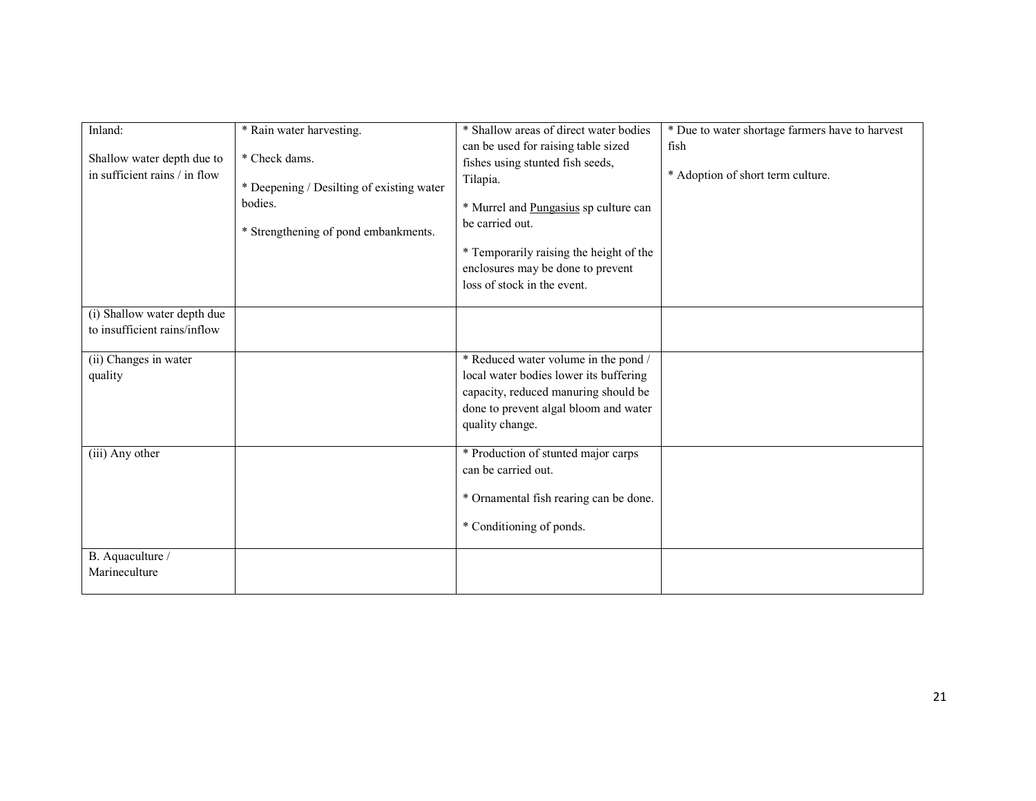| Inland:<br><br>Shallow water depth due to in sufficient rains / in flow | * Rain water harvesting.<br><br>* Check dams.<br><br>* Deepening / Desilting of existing water bodies.<br><br>* Strengthening of pond embankments. | * Shallow areas of direct water bodies can be used for raising table sized fishes using stunted fish seeds, Tilapia.<br><br>* Murrel and <u>Pungasius</u> sp culture can be carried out.<br><br>* Temporarily raising the height of the enclosures may be done to prevent loss of stock in the event. | * Due to water shortage farmers have to harvest fish<br><br>* Adoption of short term culture. |
|---|---|---|---|
| (i) Shallow water depth due to insufficient rains/inflow | | | |
| (ii) Changes in water quality | | * Reduced water volume in the pond / local water bodies lower its buffering capacity, reduced manuring should be done to prevent algal bloom and water quality change. | |
| (iii) Any other | | * Production of stunted major carps can be carried out.<br><br>* Ornamental fish rearing can be done.<br><br>* Conditioning of ponds. | |
| B. Aquaculture / Marineculture | | | |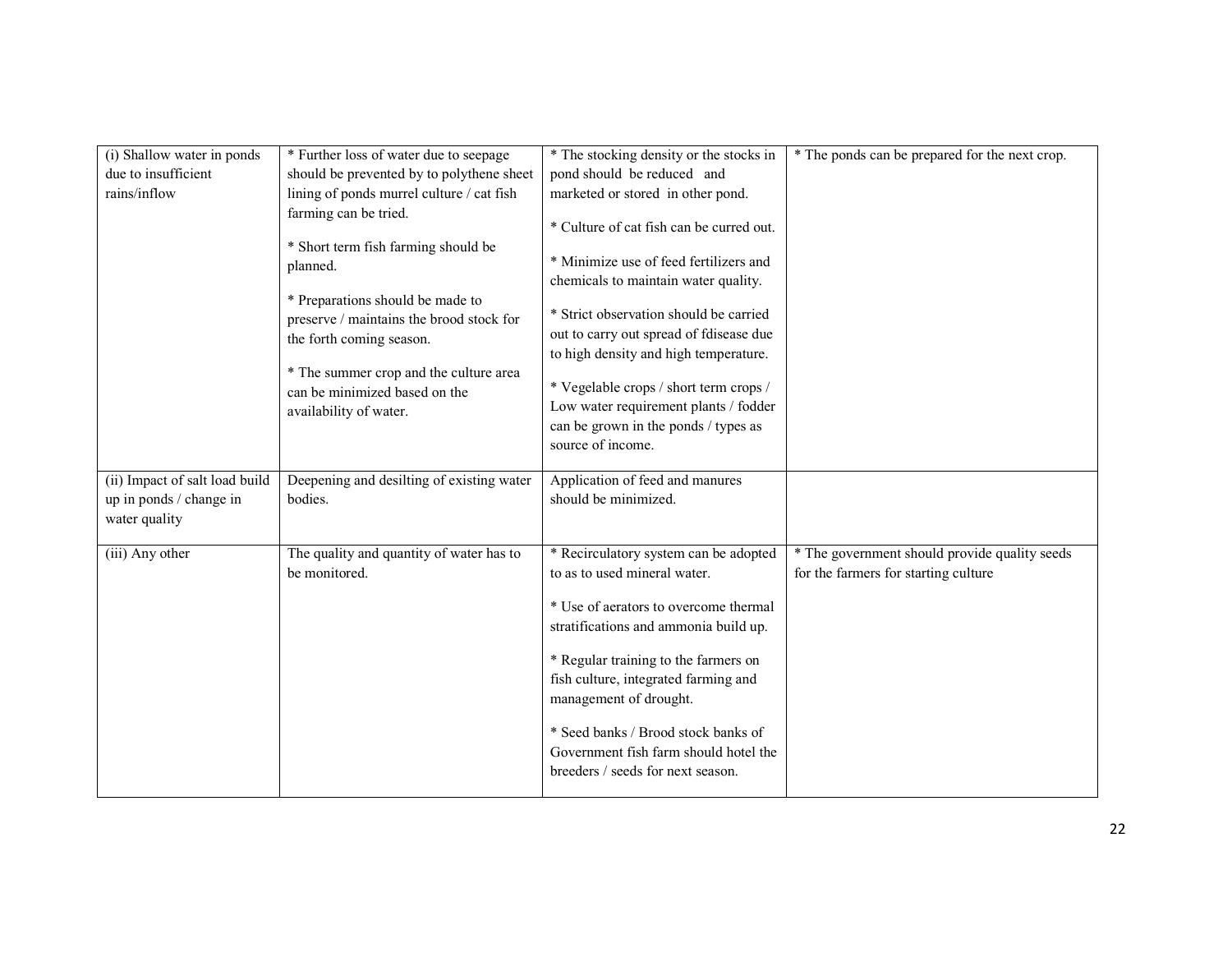| | | | |
|---|---|---|---|
| (i) Shallow water in ponds due to insufficient rains/inflow | * Further loss of water due to seepage should be prevented by to polythene sheet lining of ponds murrel culture / cat fish farming can be tried.<br><br>* Short term fish farming should be planned.<br><br>* Preparations should be made to preserve / maintains the brood stock for the forth coming season.<br><br>* The summer crop and the culture area can be minimized based on the availability of water. | * The stocking density or the stocks in pond should be reduced and marketed or stored in other pond.<br><br>* Culture of cat fish can be curred out.<br><br>* Minimize use of feed fertilizers and chemicals to maintain water quality.<br><br>* Strict observation should be carried out to carry out spread of fdisease due to high density and high temperature.<br><br>* Vegelable crops / short term crops / Low water requirement plants / fodder can be grown in the ponds / types as source of income. | * The ponds can be prepared for the next crop. |
| (ii) Impact of salt load build up in ponds / change in water quality | Deepening and desilting of existing water bodies. | Application of feed and manures should be minimized. | |
| (iii) Any other | The quality and quantity of water has to be monitored. | * Recirculatory system can be adopted to as to used mineral water.<br><br>* Use of aerators to overcome thermal stratifications and ammonia build up.<br><br>* Regular training to the farmers on fish culture, integrated farming and management of drought.<br><br>* Seed banks / Brood stock banks of Government fish farm should hotel the breeders / seeds for next season. | * The government should provide quality seeds for the farmers for starting culture |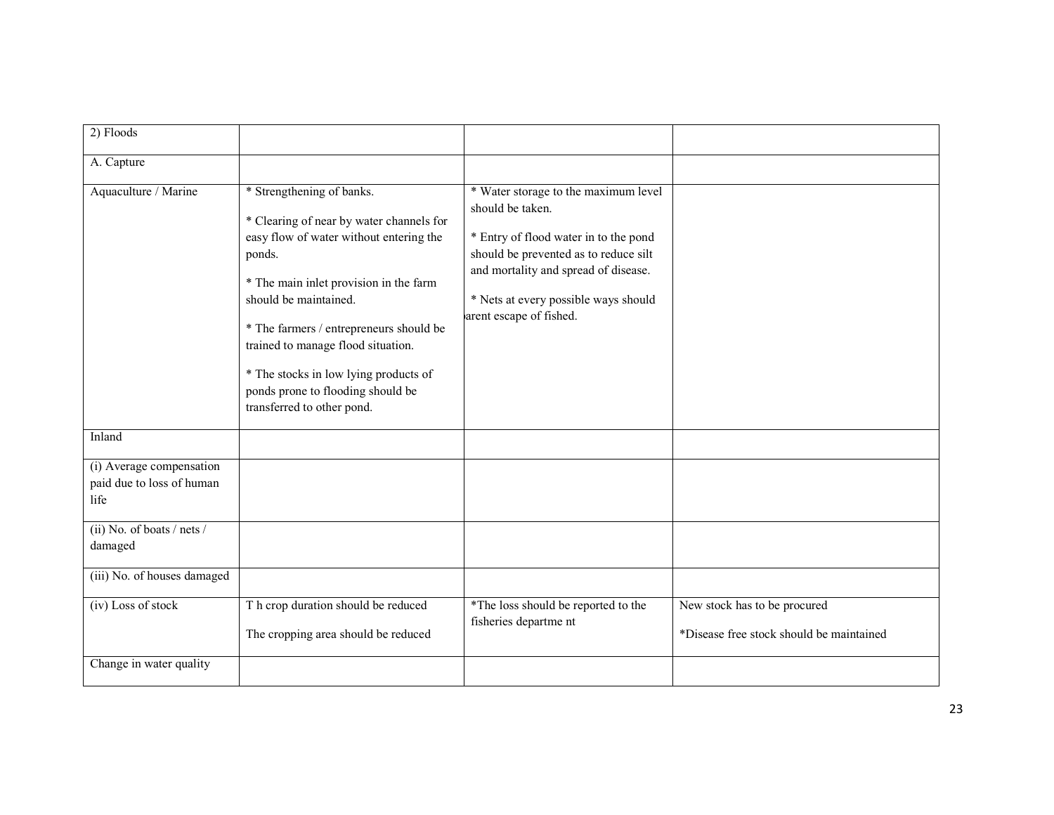| 2) Floods | | | |
|---|---|---|---|
| A. Capture | | | |
| Aquaculture / Marine | * Strengthening of banks.<br><br>* Clearing of near by water channels for easy flow of water without entering the ponds.<br><br>* The main inlet provision in the farm should be maintained.<br><br>* The farmers / entrepreneurs should be trained to manage flood situation.<br><br>* The stocks in low lying products of ponds prone to flooding should be transferred to other pond. | * Water storage to the maximum level should be taken.<br><br>* Entry of flood water in to the pond should be prevented as to reduce silt and mortality and spread of disease.<br><br>* Nets at every possible ways should )arent escape of fished. | |
| Inland | | | |
| (i) Average compensation paid due to loss of human life | | | |
| (ii) No. of boats / nets / damaged | | | |
| (iii) No. of houses damaged | | | |
| (iv) Loss of stock | T h crop duration should be reduced<br><br>The cropping area should be reduced | *The loss should be reported to the fisheries departme nt | New stock has to be procured<br><br>*Disease free stock should be maintained |
| Change in water quality | | | |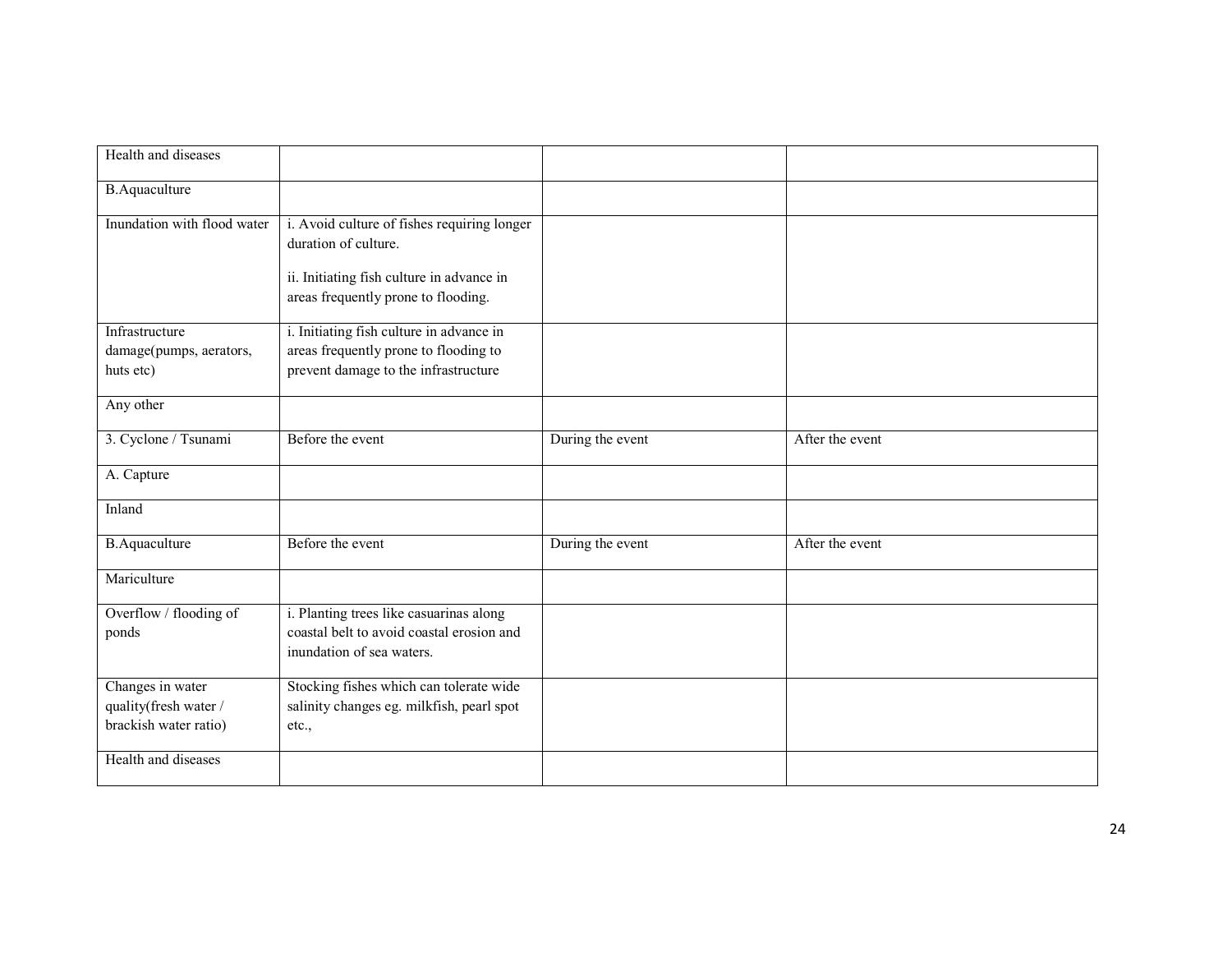| Health and diseases | | | |
|---|---|---|---|
| B.Aquaculture | | | |
| Inundation with flood water | i. Avoid culture of fishes requiring longer duration of culture.<br><br>ii. Initiating fish culture in advance in areas frequently prone to flooding. | | |
| Infrastructure damage(pumps, aerators, huts etc) | i. Initiating fish culture in advance in areas frequently prone to flooding to prevent damage to the infrastructure | | |
| Any other | | | |
| 3. Cyclone / Tsunami | Before the event | During the event | After the event |
| A. Capture | | | |
| Inland | | | |
| B.Aquaculture | Before the event | During the event | After the event |
| Mariculture | | | |
| Overflow / flooding of ponds | i. Planting trees like casuarinas along coastal belt to avoid coastal erosion and inundation of sea waters. | | |
| Changes in water quality(fresh water / brackish water ratio) | Stocking fishes which can tolerate wide salinity changes eg. milkfish, pearl spot etc., | | |
| Health and diseases | | | |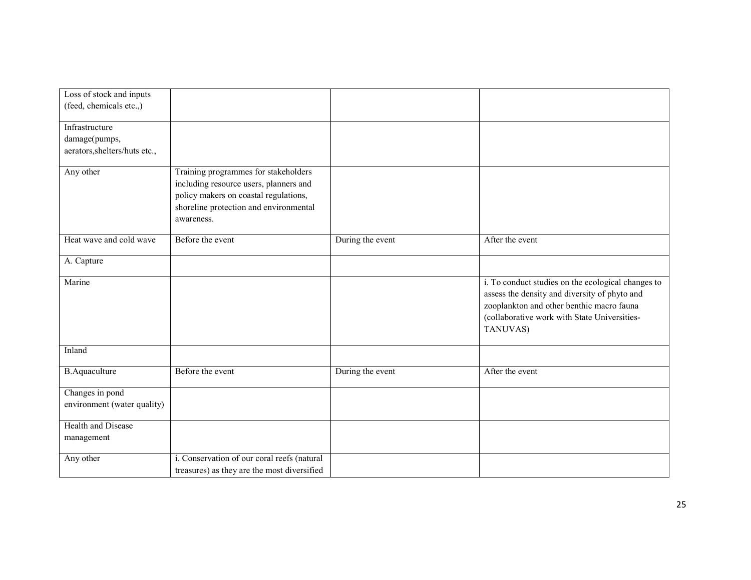| | | | |
|---|---|---|---|
| Loss of stock and inputs (feed, chemicals etc.,) | | | |
| Infrastructure damage(pumps, aerators,shelters/huts etc., | | | |
| Any other | Training programmes for stakeholders including resource users, planners and policy makers on coastal regulations, shoreline protection and environmental awareness. | | |
| Heat wave and cold wave | Before the event | During the event | After the event |
| A. Capture | | | |
| Marine | | | i. To conduct studies on the ecological changes to assess the density and diversity of phyto and zooplankton and other benthic macro fauna (collaborative work with State Universities- TANUVAS) |
| Inland | | | |
| B.Aquaculture | Before the event | During the event | After the event |
| Changes in pond environment (water quality) | | | |
| Health and Disease management | | | |
| Any other | i. Conservation of our coral reefs (natural treasures) as they are the most diversified | | |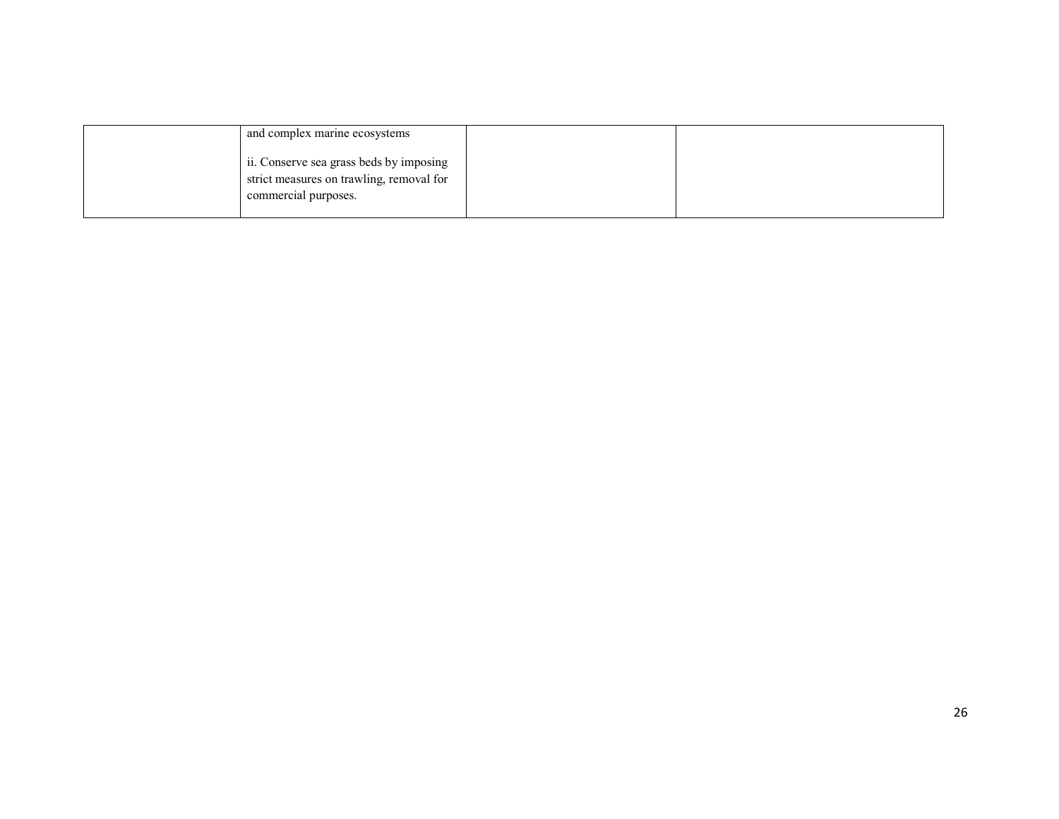| | | | |
|---|---|---|---|
| | and complex marine ecosystems<br><br>ii. Conserve sea grass beds by imposing strict measures on trawling, removal for commercial purposes. | | |